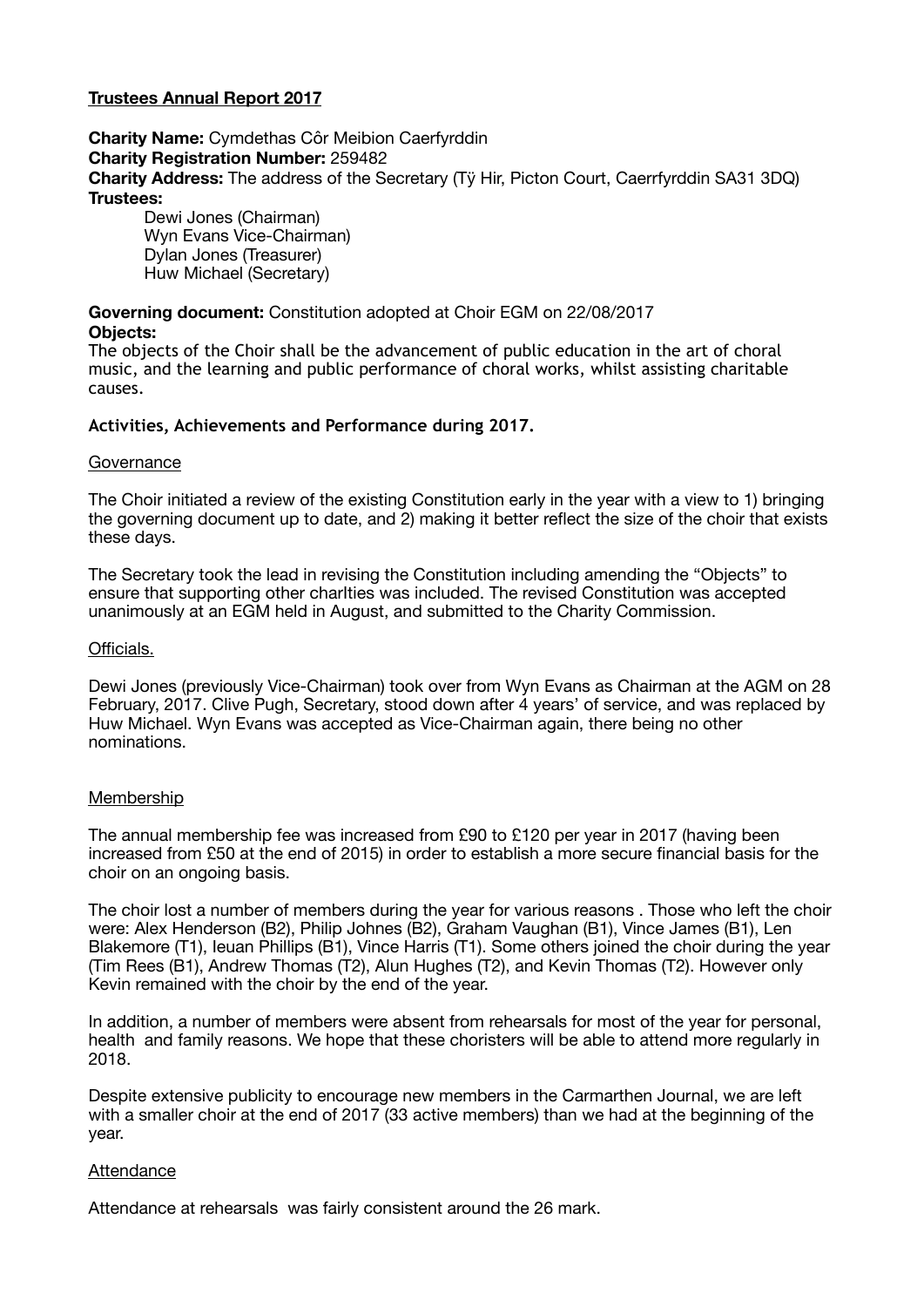**Trustees Annual Report 2017**

**Charity Name:** Cymdethas Côr Meibion Caerfyrddin
**Charity Registration Number:** 259482
**Charity Address:** The address of the Secretary (Tÿ Hir, Picton Court, Caerrfyrddin SA31 3DQ)
**Trustees:**

Dewi Jones (Chairman)
Wyn Evans Vice-Chairman)
Dylan Jones (Treasurer)
Huw Michael (Secretary)

**Governing document:** Constitution adopted at Choir EGM on 22/08/2017
**Objects:**
The objects of the Choir shall be the advancement of public education in the art of choral music, and the learning and public performance of choral works, whilst assisting charitable causes.

**Activities, Achievements and Performance during 2017.**

Governance

The Choir initiated a review of the existing Constitution early in the year with a view to 1) bringing the governing document up to date, and 2) making it better reflect the size of the choir that exists these days.

The Secretary took the lead in revising the Constitution including amending the "Objects" to ensure that supporting other charIties was included. The revised Constitution was accepted unanimously at an EGM held in August, and submitted to the Charity Commission.

Officials.

Dewi Jones (previously Vice-Chairman) took over from Wyn Evans as Chairman at the AGM on 28 February, 2017. Clive Pugh, Secretary, stood down after 4 years' of service, and was replaced by Huw Michael. Wyn Evans was accepted as Vice-Chairman again, there being no other nominations.

Membership

The annual membership fee was increased from £90 to £120 per year in 2017 (having been increased from £50 at the end of 2015) in order to establish a more secure financial basis for the choir on an ongoing basis.

The choir lost a number of members during the year for various reasons . Those who left the choir were: Alex Henderson (B2), Philip Johnes (B2), Graham Vaughan (B1), Vince James (B1), Len Blakemore (T1), Ieuan Phillips (B1), Vince Harris (T1). Some others joined the choir during the year (Tim Rees (B1), Andrew Thomas (T2), Alun Hughes (T2), and Kevin Thomas (T2). However only Kevin remained with the choir by the end of the year.

In addition, a number of members were absent from rehearsals for most of the year for personal, health and family reasons. We hope that these choristers will be able to attend more regularly in 2018.

Despite extensive publicity to encourage new members in the Carmarthen Journal, we are left with a smaller choir at the end of 2017 (33 active members) than we had at the beginning of the year.

Attendance

Attendance at rehearsals was fairly consistent around the 26 mark.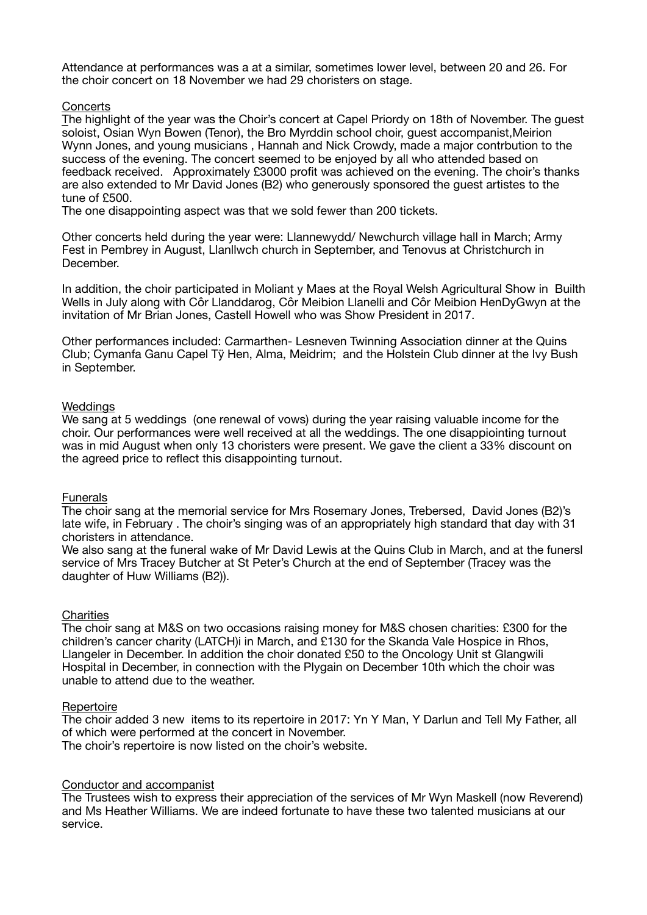Attendance at performances was a at a similar, sometimes lower level, between 20 and 26. For the choir concert on 18 November we had 29 choristers on stage.

Concerts

The highlight of the year was the Choir's concert at Capel Priordy on 18th of November. The guest soloist, Osian Wyn Bowen (Tenor), the Bro Myrddin school choir, guest accompanist,Meirion Wynn Jones, and young musicians , Hannah and Nick Crowdy, made a major contrbution to the success of the evening. The concert seemed to be enjoyed by all who attended based on feedback received. Approximately £3000 profit was achieved on the evening. The choir's thanks are also extended to Mr David Jones (B2) who generously sponsored the guest artistes to the tune of £500.

The one disappointing aspect was that we sold fewer than 200 tickets.

Other concerts held during the year were: Llannewydd/ Newchurch village hall in March; Army Fest in Pembrey in August, Llanllwch church in September, and Tenovus at Christchurch in December.

In addition, the choir participated in Moliant y Maes at the Royal Welsh Agricultural Show in Builth Wells in July along with Côr Llanddarog, Côr Meibion Llanelli and Côr Meibion HenDyGwyn at the invitation of Mr Brian Jones, Castell Howell who was Show President in 2017.

Other performances included: Carmarthen- Lesneven Twinning Association dinner at the Quins Club; Cymanfa Ganu Capel Tŷ Hen, Alma, Meidrim; and the Holstein Club dinner at the Ivy Bush in September.

Weddings

We sang at 5 weddings (one renewal of vows) during the year raising valuable income for the choir. Our performances were well received at all the weddings. The one disappioint­ing turnout was in mid August when only 13 choristers were present. We gave the client a 33% discount on the agreed price to reflect this disappointing turnout.

Funerals

The choir sang at the memorial service for Mrs Rosemary Jones, Trebersed, David Jones (B2)'s late wife, in February . The choir's singing was of an appropriately high standard that day with 31 choristers in attendance.

We also sang at the funeral wake of Mr David Lewis at the Quins Club in March, and at the funersl service of Mrs Tracey Butcher at St Peter's Church at the end of September (Tracey was the daughter of Huw Williams (B2)).

Charities

The choir sang at M&S on two occasions raising money for M&S chosen charities: £300 for the children's cancer charity (LATCH)i in March, and £130 for the Skanda Vale Hospice in Rhos, Llangeler in December. In addition the choir donated £50 to the Oncology Unit st Glangwili Hospital in December, in connection with the Plygain on December 10th which the choir was unable to attend due to the weather.

Repertoire

The choir added 3 new items to its repertoire in 2017: Yn Y Man, Y Darlun and Tell My Father, all of which were performed at the concert in November.

The choir's repertoire is now listed on the choir's website.

Conductor and accompanist

The Trustees wish to express their appreciation of the services of Mr Wyn Maskell (now Reverend) and Ms Heather Williams. We are indeed fortunate to have these two talented musicians at our service.